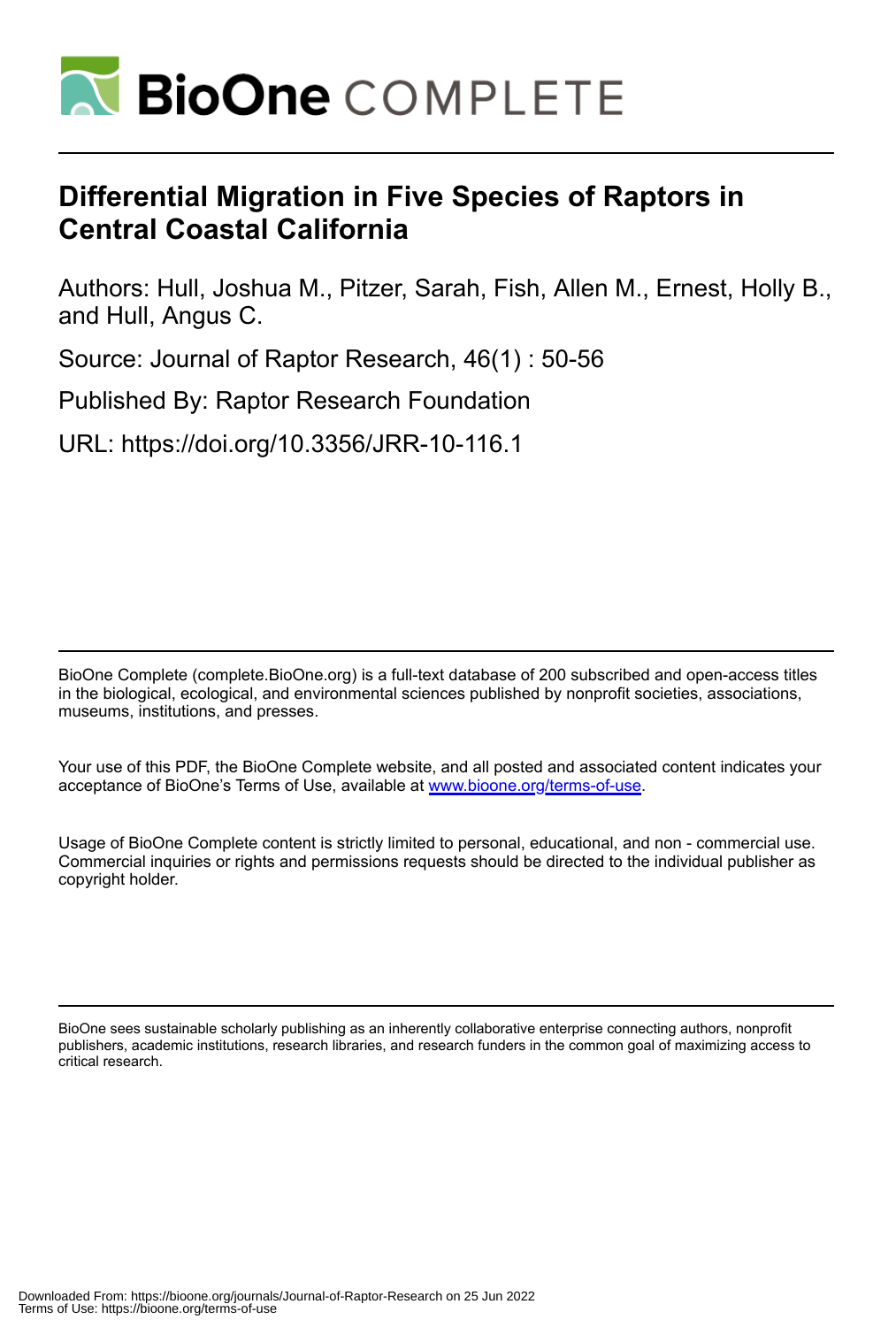# Differential Migration in Five Species of Raptors in Central Coastal California

Authors: Hull, Joshua M., Pitzer, Sarah, Fish, Allen M., Ernest, Holly B., and Hull, Angus C.

Source: Journal of Raptor Research, 46(1) : 50-56

Published By: Raptor Research Foundation

URL: https://doi.org/10.3356/JRR-10-116.1

BioOne Complete (complete.BioOne.org) is a full-text database of 200 subscribed and open-access titles in the biological, ecological, and environmental sciences published by nonprofit societies, associations, museums, institutions, and presses.

Your use of this PDF, the BioOne Complete website, and all posted and associated content indicates your acceptance of BioOne's Terms of Use, available at www.bioone.org/terms-of-use.

Usage of BioOne Complete content is strictly limited to personal, educational, and non - commercial use. Commercial inquiries or rights and permissions requests should be directed to the individual publisher as copyright holder.

BioOne sees sustainable scholarly publishing as an inherently collaborative enterprise connecting authors, nonprofit publishers, academic institutions, research libraries, and research funders in the common goal of maximizing access to critical research.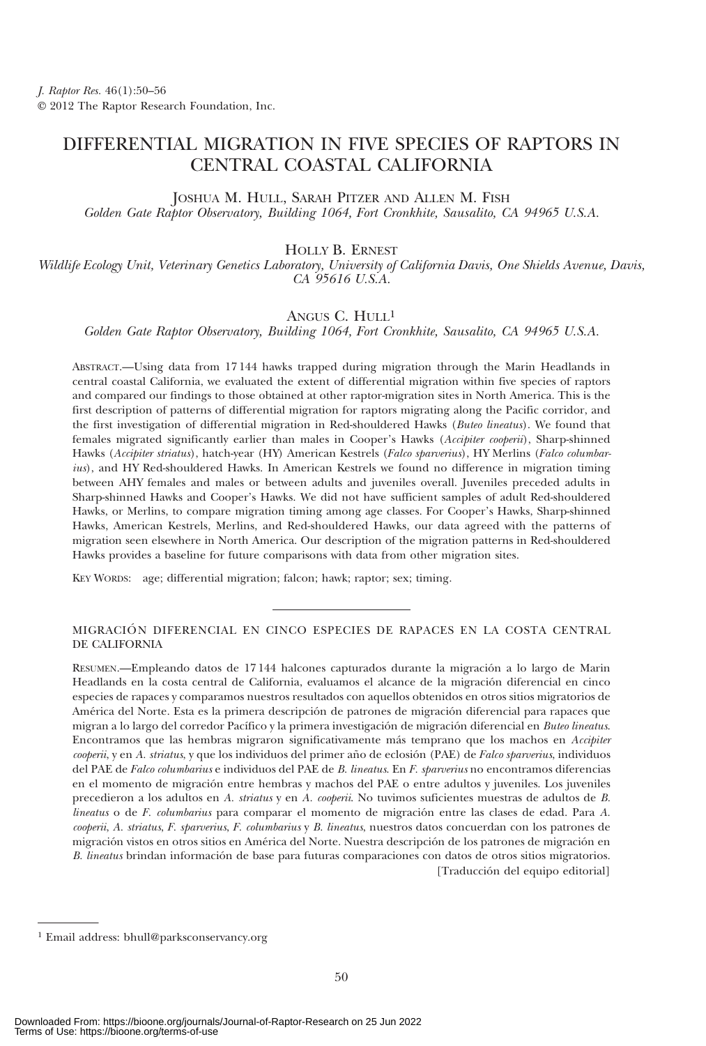# DIFFERENTIAL MIGRATION IN FIVE SPECIES OF RAPTORS IN CENTRAL COASTAL CALIFORNIA

JOSHUA M. HULL, SARAH PITZER AND ALLEN M. FISH
*Golden Gate Raptor Observatory, Building 1064, Fort Cronkhite, Sausalito, CA 94965 U.S.A.*

HOLLY B. ERNEST
*Wildlife Ecology Unit, Veterinary Genetics Laboratory, University of California Davis, One Shields Avenue, Davis, CA 95616 U.S.A.*

ANGUS C. HULL[1]
*Golden Gate Raptor Observatory, Building 1064, Fort Cronkhite, Sausalito, CA 94965 U.S.A.*

ABSTRACT.—Using data from 17 144 hawks trapped during migration through the Marin Headlands in central coastal California, we evaluated the extent of differential migration within five species of raptors and compared our findings to those obtained at other raptor-migration sites in North America. This is the first description of patterns of differential migration for raptors migrating along the Pacific corridor, and the first investigation of differential migration in Red-shouldered Hawks (*Buteo lineatus*). We found that females migrated significantly earlier than males in Cooper's Hawks (*Accipiter cooperii*), Sharp-shinned Hawks (*Accipiter striatus*), hatch-year (HY) American Kestrels (*Falco sparverius*), HY Merlins (*Falco columbarius*), and HY Red-shouldered Hawks. In American Kestrels we found no difference in migration timing between AHY females and males or between adults and juveniles overall. Juveniles preceded adults in Sharp-shinned Hawks and Cooper's Hawks. We did not have sufficient samples of adult Red-shouldered Hawks, or Merlins, to compare migration timing among age classes. For Cooper's Hawks, Sharp-shinned Hawks, American Kestrels, Merlins, and Red-shouldered Hawks, our data agreed with the patterns of migration seen elsewhere in North America. Our description of the migration patterns in Red-shouldered Hawks provides a baseline for future comparisons with data from other migration sites.

KEY WORDS: age; differential migration; falcon; hawk; raptor; sex; timing.

MIGRACIÓN DIFERENCIAL EN CINCO ESPECIES DE RAPACES EN LA COSTA CENTRAL DE CALIFORNIA

RESUMEN.—Empleando datos de 17 144 halcones capturados durante la migración a lo largo de Marin Headlands en la costa central de California, evaluamos el alcance de la migración diferencial en cinco especies de rapaces y comparamos nuestros resultados con aquellos obtenidos en otros sitios migratorios de América del Norte. Esta es la primera descripción de patrones de migración diferencial para rapaces que migran a lo largo del corredor Pacífico y la primera investigación de migración diferencial en *Buteo lineatus*. Encontramos que las hembras migraron significativamente más temprano que los machos en *Accipiter cooperii*, y en *A. striatus*, y que los individuos del primer año de eclosión (PAE) de *Falco sparverius*, individuos del PAE de *Falco columbarius* e individuos del PAE de *B. lineatus*. En *F. sparverius* no encontramos diferencias en el momento de migración entre hembras y machos del PAE o entre adultos y juveniles. Los juveniles precedieron a los adultos en *A. striatus* y en *A. cooperii*. No tuvimos suficientes muestras de adultos de *B. lineatus* o de *F. columbarius* para comparar el momento de migración entre las clases de edad. Para *A. cooperii*, *A. striatus*, *F. sparverius*, *F. columbarius* y *B. lineatus*, nuestros datos concuerdan con los patrones de migración vistos en otros sitios en América del Norte. Nuestra descripción de los patrones de migración en *B. lineatus* brindan información de base para futuras comparaciones con datos de otros sitios migratorios.

[Traducción del equipo editorial]

[1] Email address: bhull@parksconservancy.org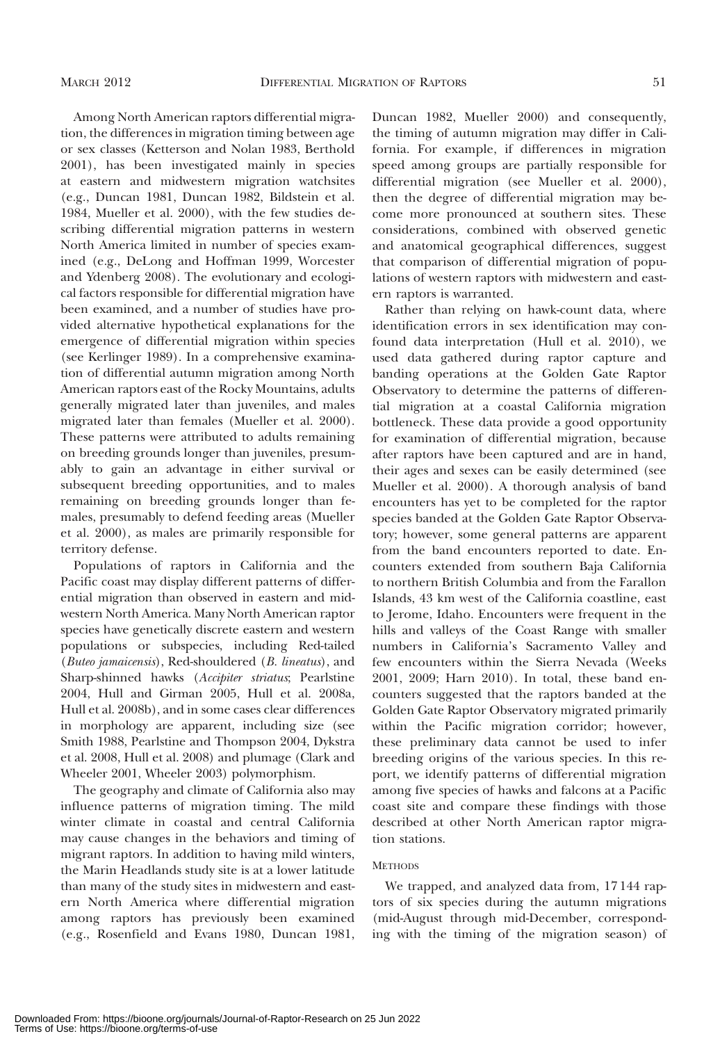Among North American raptors differential migration, the differences in migration timing between age or sex classes (Ketterson and Nolan 1983, Berthold 2001), has been investigated mainly in species at eastern and midwestern migration watchsites (e.g., Duncan 1981, Duncan 1982, Bildstein et al. 1984, Mueller et al. 2000), with the few studies describing differential migration patterns in western North America limited in number of species examined (e.g., DeLong and Hoffman 1999, Worcester and Ydenberg 2008). The evolutionary and ecological factors responsible for differential migration have been examined, and a number of studies have provided alternative hypothetical explanations for the emergence of differential migration within species (see Kerlinger 1989). In a comprehensive examination of differential autumn migration among North American raptors east of the Rocky Mountains, adults generally migrated later than juveniles, and males migrated later than females (Mueller et al. 2000). These patterns were attributed to adults remaining on breeding grounds longer than juveniles, presumably to gain an advantage in either survival or subsequent breeding opportunities, and to males remaining on breeding grounds longer than females, presumably to defend feeding areas (Mueller et al. 2000), as males are primarily responsible for territory defense.

Populations of raptors in California and the Pacific coast may display different patterns of differential migration than observed in eastern and midwestern North America. Many North American raptor species have genetically discrete eastern and western populations or subspecies, including Red-tailed (*Buteo jamaicensis*), Red-shouldered (*B. lineatus*), and Sharp-shinned hawks (*Accipiter striatus*; Pearlstine 2004, Hull and Girman 2005, Hull et al. 2008a, Hull et al. 2008b), and in some cases clear differences in morphology are apparent, including size (see Smith 1988, Pearlstine and Thompson 2004, Dykstra et al. 2008, Hull et al. 2008) and plumage (Clark and Wheeler 2001, Wheeler 2003) polymorphism.

The geography and climate of California also may influence patterns of migration timing. The mild winter climate in coastal and central California may cause changes in the behaviors and timing of migrant raptors. In addition to having mild winters, the Marin Headlands study site is at a lower latitude than many of the study sites in midwestern and eastern North America where differential migration among raptors has previously been examined (e.g., Rosenfield and Evans 1980, Duncan 1981, Duncan 1982, Mueller 2000) and consequently, the timing of autumn migration may differ in California. For example, if differences in migration speed among groups are partially responsible for differential migration (see Mueller et al. 2000), then the degree of differential migration may become more pronounced at southern sites. These considerations, combined with observed genetic and anatomical geographical differences, suggest that comparison of differential migration of populations of western raptors with midwestern and eastern raptors is warranted.

Rather than relying on hawk-count data, where identification errors in sex identification may confound data interpretation (Hull et al. 2010), we used data gathered during raptor capture and banding operations at the Golden Gate Raptor Observatory to determine the patterns of differential migration at a coastal California migration bottleneck. These data provide a good opportunity for examination of differential migration, because after raptors have been captured and are in hand, their ages and sexes can be easily determined (see Mueller et al. 2000). A thorough analysis of band encounters has yet to be completed for the raptor species banded at the Golden Gate Raptor Observatory; however, some general patterns are apparent from the band encounters reported to date. Encounters extended from southern Baja California to northern British Columbia and from the Farallon Islands, 43 km west of the California coastline, east to Jerome, Idaho. Encounters were frequent in the hills and valleys of the Coast Range with smaller numbers in California's Sacramento Valley and few encounters within the Sierra Nevada (Weeks 2001, 2009; Harn 2010). In total, these band encounters suggested that the raptors banded at the Golden Gate Raptor Observatory migrated primarily within the Pacific migration corridor; however, these preliminary data cannot be used to infer breeding origins of the various species. In this report, we identify patterns of differential migration among five species of hawks and falcons at a Pacific coast site and compare these findings with those described at other North American raptor migration stations.

## Methods

We trapped, and analyzed data from, 17 144 raptors of six species during the autumn migrations (mid-August through mid-December, corresponding with the timing of the migration season) of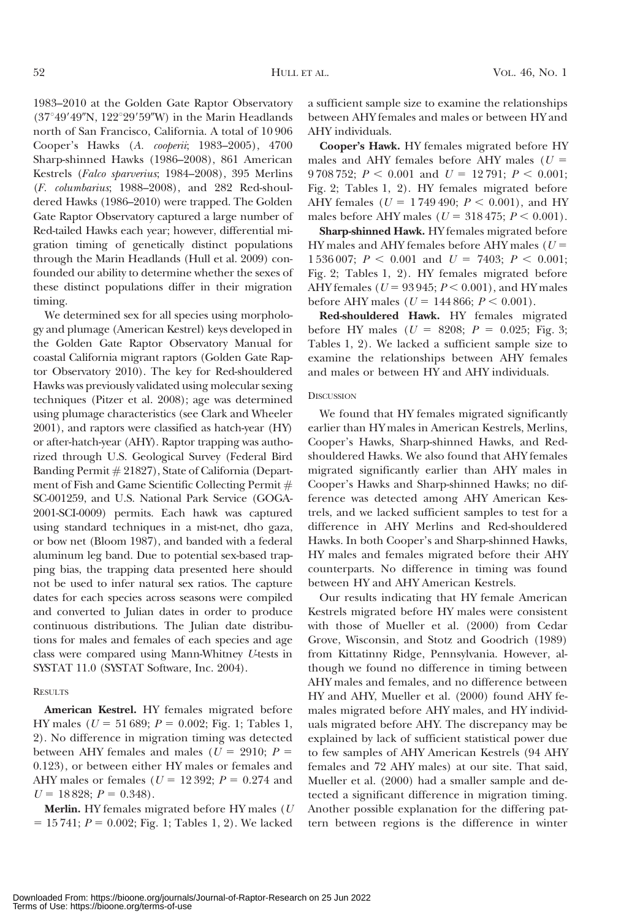1983–2010 at the Golden Gate Raptor Observatory (37°49′49″N, 122°29′59″W) in the Marin Headlands north of San Francisco, California. A total of 10 906 Cooper's Hawks (*A. cooperii*; 1983–2005), 4700 Sharp-shinned Hawks (1986–2008), 861 American Kestrels (*Falco sparverius*; 1984–2008), 395 Merlins (*F. columbarius*; 1988–2008), and 282 Red-shouldered Hawks (1986–2010) were trapped. The Golden Gate Raptor Observatory captured a large number of Red-tailed Hawks each year; however, differential migration timing of genetically distinct populations through the Marin Headlands (Hull et al. 2009) confounded our ability to determine whether the sexes of these distinct populations differ in their migration timing.

We determined sex for all species using morphology and plumage (American Kestrel) keys developed in the Golden Gate Raptor Observatory Manual for coastal California migrant raptors (Golden Gate Raptor Observatory 2010). The key for Red-shouldered Hawks was previously validated using molecular sexing techniques (Pitzer et al. 2008); age was determined using plumage characteristics (see Clark and Wheeler 2001), and raptors were classified as hatch-year (HY) or after-hatch-year (AHY). Raptor trapping was authorized through U.S. Geological Survey (Federal Bird Banding Permit # 21827), State of California (Department of Fish and Game Scientific Collecting Permit # SC-001259, and U.S. National Park Service (GOGA-2001-SCI-0009) permits. Each hawk was captured using standard techniques in a mist-net, dho gaza, or bow net (Bloom 1987), and banded with a federal aluminum leg band. Due to potential sex-based trapping bias, the trapping data presented here should not be used to infer natural sex ratios. The capture dates for each species across seasons were compiled and converted to Julian dates in order to produce continuous distributions. The Julian date distributions for males and females of each species and age class were compared using Mann-Whitney *U*-tests in SYSTAT 11.0 (SYSTAT Software, Inc. 2004).

## Results

**American Kestrel.** HY females migrated before HY males ($U = 51\,689$; $P = 0.002$; Fig. 1; Tables 1, 2). No difference in migration timing was detected between AHY females and males ($U = 2910$; $P = 0.123$), or between either HY males or females and AHY males or females ($U = 12\,392$; $P = 0.274$ and $U = 18\,828$; $P = 0.348$).

**Merlin.** HY females migrated before HY males ($U = 15\,741$; $P = 0.002$; Fig. 1; Tables 1, 2). We lacked a sufficient sample size to examine the relationships between AHY females and males or between HY and AHY individuals.

**Cooper's Hawk.** HY females migrated before HY males and AHY females before AHY males ($U = 9\,708\,752$; $P < 0.001$ and $U = 12\,791$; $P < 0.001$; Fig. 2; Tables 1, 2). HY females migrated before AHY females ($U = 1\,749\,490$; $P < 0.001$), and HY males before AHY males ($U = 318\,475$; $P < 0.001$).

**Sharp-shinned Hawk.** HY females migrated before HY males and AHY females before AHY males ($U = 1\,536\,007$; $P < 0.001$ and $U = 7403$; $P < 0.001$; Fig. 2; Tables 1, 2). HY females migrated before AHY females ($U = 93\,945$; $P < 0.001$), and HY males before AHY males ($U = 144\,866$; $P < 0.001$).

**Red-shouldered Hawk.** HY females migrated before HY males ($U = 8208$; $P = 0.025$; Fig. 3; Tables 1, 2). We lacked a sufficient sample size to examine the relationships between AHY females and males or between HY and AHY individuals.

## Discussion

We found that HY females migrated significantly earlier than HY males in American Kestrels, Merlins, Cooper's Hawks, Sharp-shinned Hawks, and Red-shouldered Hawks. We also found that AHY females migrated significantly earlier than AHY males in Cooper's Hawks and Sharp-shinned Hawks; no difference was detected among AHY American Kestrels, and we lacked sufficient samples to test for a difference in AHY Merlins and Red-shouldered Hawks. In both Cooper's and Sharp-shinned Hawks, HY males and females migrated before their AHY counterparts. No difference in timing was found between HY and AHY American Kestrels.

Our results indicating that HY female American Kestrels migrated before HY males were consistent with those of Mueller et al. (2000) from Cedar Grove, Wisconsin, and Stotz and Goodrich (1989) from Kittatinny Ridge, Pennsylvania. However, although we found no difference in timing between AHY males and females, and no difference between HY and AHY, Mueller et al. (2000) found AHY females migrated before AHY males, and HY individuals migrated before AHY. The discrepancy may be explained by lack of sufficient statistical power due to few samples of AHY American Kestrels (94 AHY females and 72 AHY males) at our site. That said, Mueller et al. (2000) had a smaller sample and detected a significant difference in migration timing. Another possible explanation for the differing pattern between regions is the difference in winter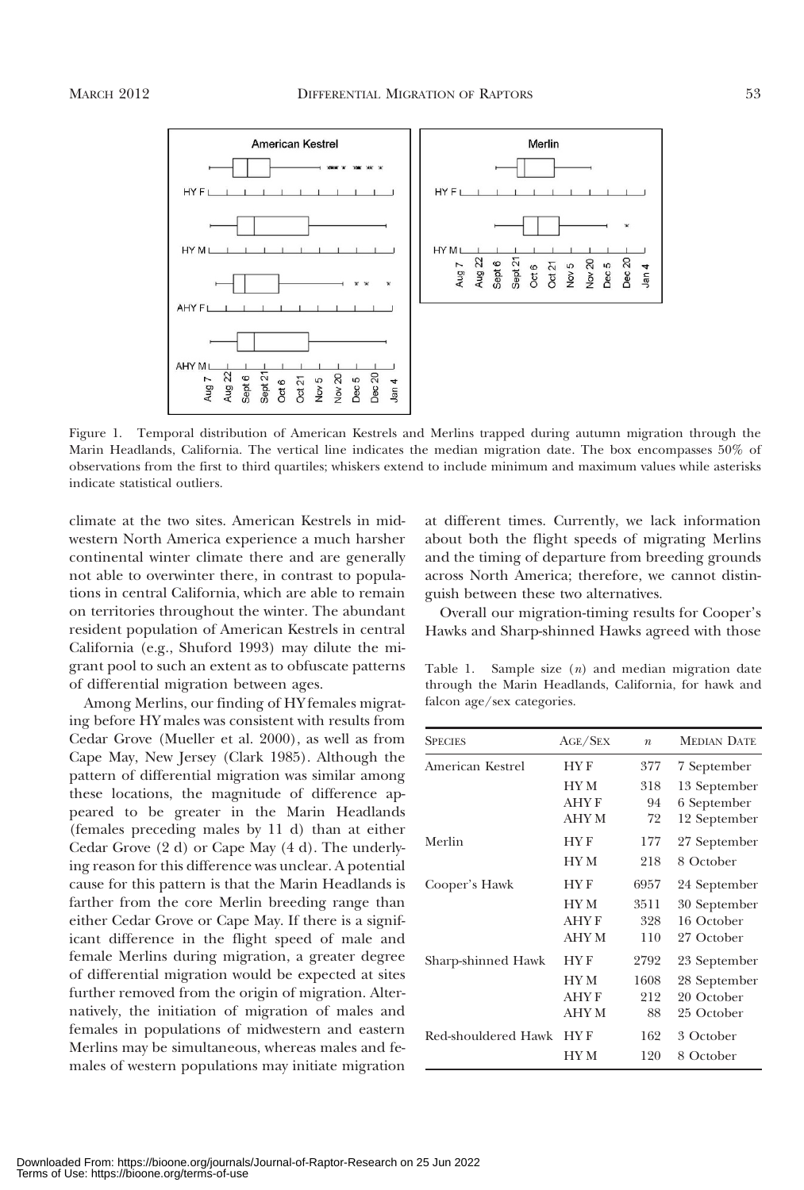Figure 1. Temporal distribution of American Kestrels and Merlins trapped during autumn migration through the Marin Headlands, California. The vertical line indicates the median migration date. The box encompasses 50% of observations from the first to third quartiles; whiskers extend to include minimum and maximum values while asterisks indicate statistical outliers.

climate at the two sites. American Kestrels in midwestern North America experience a much harsher continental winter climate there and are generally not able to overwinter there, in contrast to populations in central California, which are able to remain on territories throughout the winter. The abundant resident population of American Kestrels in central California (e.g., Shuford 1993) may dilute the migrant pool to such an extent as to obfuscate patterns of differential migration between ages.

Among Merlins, our finding of HY females migrating before HY males was consistent with results from Cedar Grove (Mueller et al. 2000), as well as from Cape May, New Jersey (Clark 1985). Although the pattern of differential migration was similar among these locations, the magnitude of difference appeared to be greater in the Marin Headlands (females preceding males by 11 d) than at either Cedar Grove (2 d) or Cape May (4 d). The underlying reason for this difference was unclear. A potential cause for this pattern is that the Marin Headlands is farther from the core Merlin breeding range than either Cedar Grove or Cape May. If there is a significant difference in the flight speed of male and female Merlins during migration, a greater degree of differential migration would be expected at sites further removed from the origin of migration. Alternatively, the initiation of migration of males and females in populations of midwestern and eastern Merlins may be simultaneous, whereas males and females of western populations may initiate migration at different times. Currently, we lack information about both the flight speeds of migrating Merlins and the timing of departure from breeding grounds across North America; therefore, we cannot distinguish between these two alternatives.

Overall our migration-timing results for Cooper's Hawks and Sharp-shinned Hawks agreed with those

Table 1. Sample size ($n$) and median migration date through the Marin Headlands, California, for hawk and falcon age/sex categories.

| SPECIES | AGE/SEX | $n$ | MEDIAN DATE |
|---|---|---|---|
| American Kestrel | HY F | 377 | 7 September |
| | HY M | 318 | 13 September |
| | AHY F | 94 | 6 September |
| | AHY M | 72 | 12 September |
| Merlin | HY F | 177 | 27 September |
| | HY M | 218 | 8 October |
| Cooper's Hawk | HY F | 6957 | 24 September |
| | HY M | 3511 | 30 September |
| | AHY F | 328 | 16 October |
| | AHY M | 110 | 27 October |
| Sharp-shinned Hawk | HY F | 2792 | 23 September |
| | HY M | 1608 | 28 September |
| | AHY F | 212 | 20 October |
| | AHY M | 88 | 25 October |
| Red-shouldered Hawk | HY F | 162 | 3 October |
| | HY M | 120 | 8 October |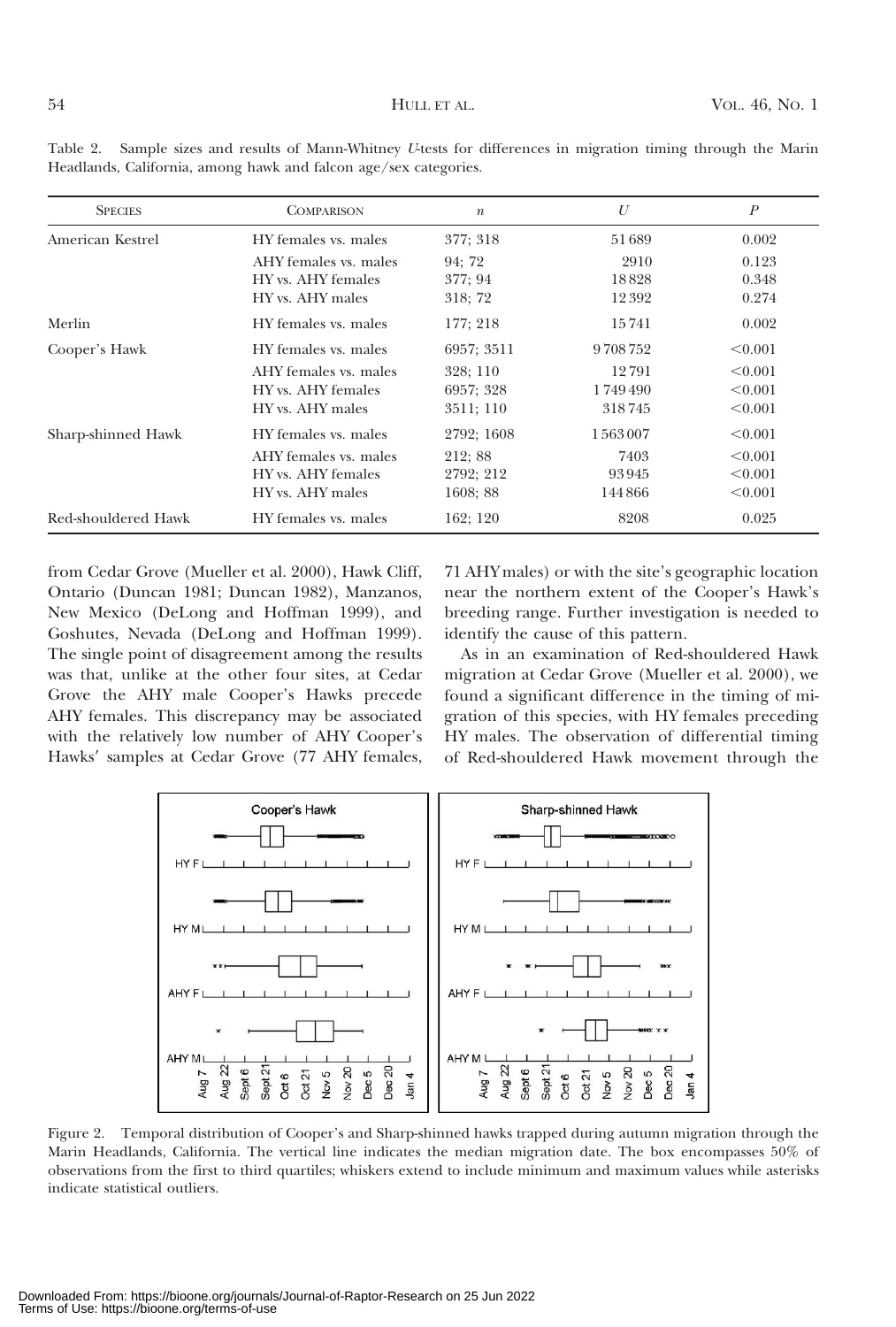Table 2. Sample sizes and results of Mann-Whitney $U$-tests for differences in migration timing through the Marin Headlands, California, among hawk and falcon age/sex categories.

| Species | Comparison | $n$ | $U$ | $P$ |
|---|---|---|---|---|
| American Kestrel | HY females vs. males | 377; 318 | 51 689 | 0.002 |
| | AHY females vs. males | 94; 72 | 2910 | 0.123 |
| | HY vs. AHY females | 377; 94 | 18 828 | 0.348 |
| | HY vs. AHY males | 318; 72 | 12 392 | 0.274 |
| Merlin | HY females vs. males | 177; 218 | 15 741 | 0.002 |
| Cooper's Hawk | HY females vs. males | 6957; 3511 | 9 708 752 | <0.001 |
| | AHY females vs. males | 328; 110 | 12 791 | <0.001 |
| | HY vs. AHY females | 6957; 328 | 1 749 490 | <0.001 |
| | HY vs. AHY males | 3511; 110 | 318 745 | <0.001 |
| Sharp-shinned Hawk | HY females vs. males | 2792; 1608 | 1 563 007 | <0.001 |
| | AHY females vs. males | 212; 88 | 7403 | <0.001 |
| | HY vs. AHY females | 2792; 212 | 93 945 | <0.001 |
| | HY vs. AHY males | 1608; 88 | 144 866 | <0.001 |
| Red-shouldered Hawk | HY females vs. males | 162; 120 | 8208 | 0.025 |

from Cedar Grove (Mueller et al. 2000), Hawk Cliff, Ontario (Duncan 1981; Duncan 1982), Manzanos, New Mexico (DeLong and Hoffman 1999), and Goshutes, Nevada (DeLong and Hoffman 1999). The single point of disagreement among the results was that, unlike at the other four sites, at Cedar Grove the AHY male Cooper's Hawks precede AHY females. This discrepancy may be associated with the relatively low number of AHY Cooper's Hawks' samples at Cedar Grove (77 AHY females, 71 AHY males) or with the site's geographic location near the northern extent of the Cooper's Hawk's breeding range. Further investigation is needed to identify the cause of this pattern.

As in an examination of Red-shouldered Hawk migration at Cedar Grove (Mueller et al. 2000), we found a significant difference in the timing of migration of this species, with HY females preceding HY males. The observation of differential timing of Red-shouldered Hawk movement through the

Figure 2. Temporal distribution of Cooper's and Sharp-shinned hawks trapped during autumn migration through the Marin Headlands, California. The vertical line indicates the median migration date. The box encompasses 50% of observations from the first to third quartiles; whiskers extend to include minimum and maximum values while asterisks indicate statistical outliers.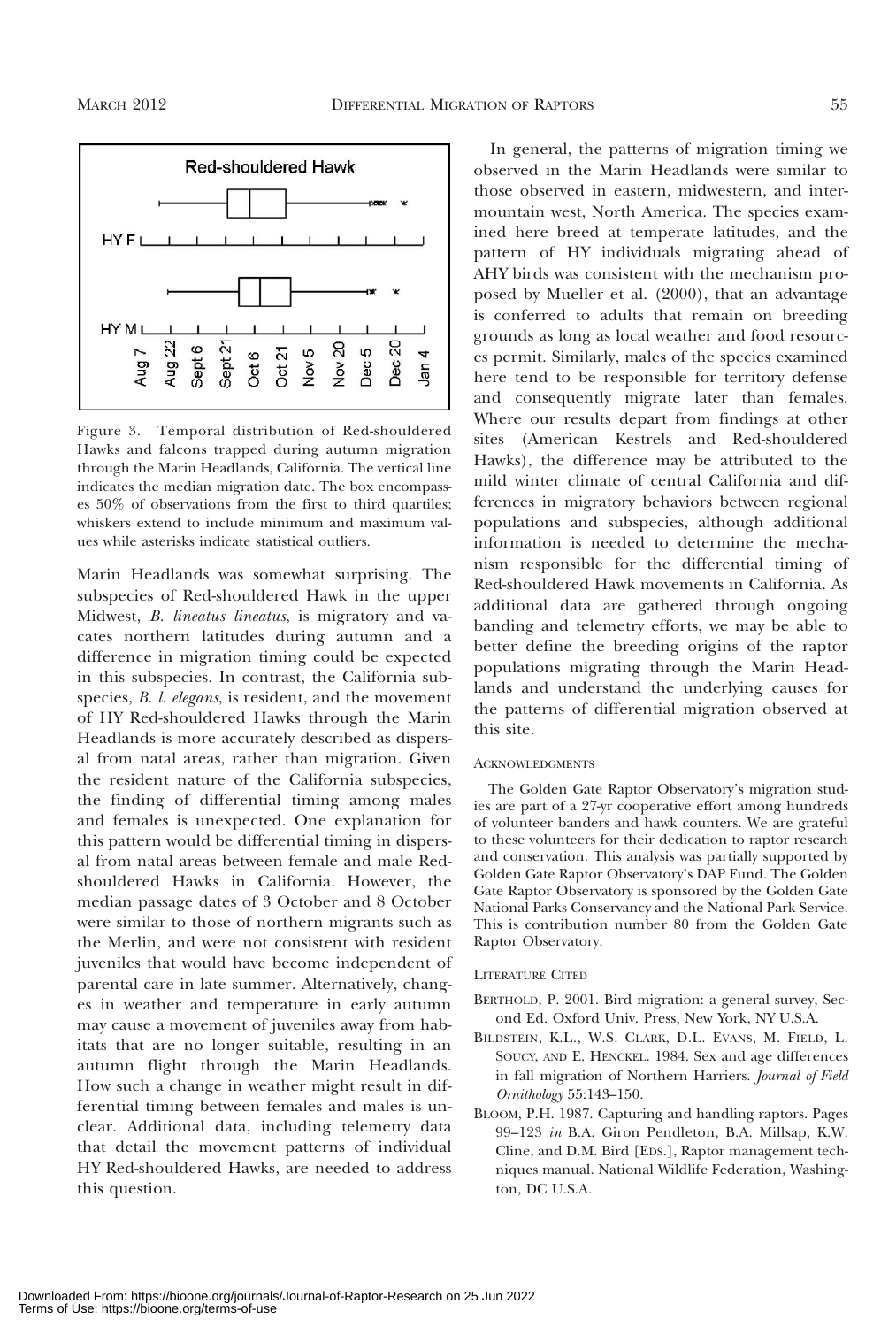Red-shouldered Hawk

HY F

HY M

Aug 7
Aug 22
Sept 6
Sept 21
Oct 6
Oct 21
Nov 5
Nov 20
Dec 5
Dec 20
Jan 4

Figure 3. Temporal distribution of Red-shouldered Hawks and falcons trapped during autumn migration through the Marin Headlands, California. The vertical line indicates the median migration date. The box encompasses 50% of observations from the first to third quartiles; whiskers extend to include minimum and maximum values while asterisks indicate statistical outliers.

Marin Headlands was somewhat surprising. The subspecies of Red-shouldered Hawk in the upper Midwest, *B. lineatus lineatus*, is migratory and vacates northern latitudes during autumn and a difference in migration timing could be expected in this subspecies. In contrast, the California subspecies, *B. l. elegans*, is resident, and the movement of HY Red-shouldered Hawks through the Marin Headlands is more accurately described as dispersal from natal areas, rather than migration. Given the resident nature of the California subspecies, the finding of differential timing among males and females is unexpected. One explanation for this pattern would be differential timing in dispersal from natal areas between female and male Red-shouldered Hawks in California. However, the median passage dates of 3 October and 8 October were similar to those of northern migrants such as the Merlin, and were not consistent with resident juveniles that would have become independent of parental care in late summer. Alternatively, changes in weather and temperature in early autumn may cause a movement of juveniles away from habitats that are no longer suitable, resulting in an autumn flight through the Marin Headlands. How such a change in weather might result in differential timing between females and males is unclear. Additional data, including telemetry data that detail the movement patterns of individual HY Red-shouldered Hawks, are needed to address this question.

In general, the patterns of migration timing we observed in the Marin Headlands were similar to those observed in eastern, midwestern, and intermountain west, North America. The species examined here breed at temperate latitudes, and the pattern of HY individuals migrating ahead of AHY birds was consistent with the mechanism proposed by Mueller et al. (2000), that an advantage is conferred to adults that remain on breeding grounds as long as local weather and food resources permit. Similarly, males of the species examined here tend to be responsible for territory defense and consequently migrate later than females. Where our results depart from findings at other sites (American Kestrels and Red-shouldered Hawks), the difference may be attributed to the mild winter climate of central California and differences in migratory behaviors between regional populations and subspecies, although additional information is needed to determine the mechanism responsible for the differential timing of Red-shouldered Hawk movements in California. As additional data are gathered through ongoing banding and telemetry efforts, we may be able to better define the breeding origins of the raptor populations migrating through the Marin Headlands and understand the underlying causes for the patterns of differential migration observed at this site.

## Acknowledgments

The Golden Gate Raptor Observatory's migration studies are part of a 27-yr cooperative effort among hundreds of volunteer banders and hawk counters. We are grateful to these volunteers for their dedication to raptor research and conservation. This analysis was partially supported by Golden Gate Raptor Observatory's DAP Fund. The Golden Gate Raptor Observatory is sponsored by the Golden Gate National Parks Conservancy and the National Park Service. This is contribution number 80 from the Golden Gate Raptor Observatory.

## Literature Cited

Berthold, P. 2001. Bird migration: a general survey, Second Ed. Oxford Univ. Press, New York, NY U.S.A.

Bildstein, K.L., W.S. Clark, D.L. Evans, M. Field, L. Soucy, and E. Henckel. 1984. Sex and age differences in fall migration of Northern Harriers. *Journal of Field Ornithology* 55:143–150.

Bloom, P.H. 1987. Capturing and handling raptors. Pages 99–123 *in* B.A. Giron Pendleton, B.A. Millsap, K.W. Cline, and D.M. Bird [Eds.], Raptor management techniques manual. National Wildlife Federation, Washington, DC U.S.A.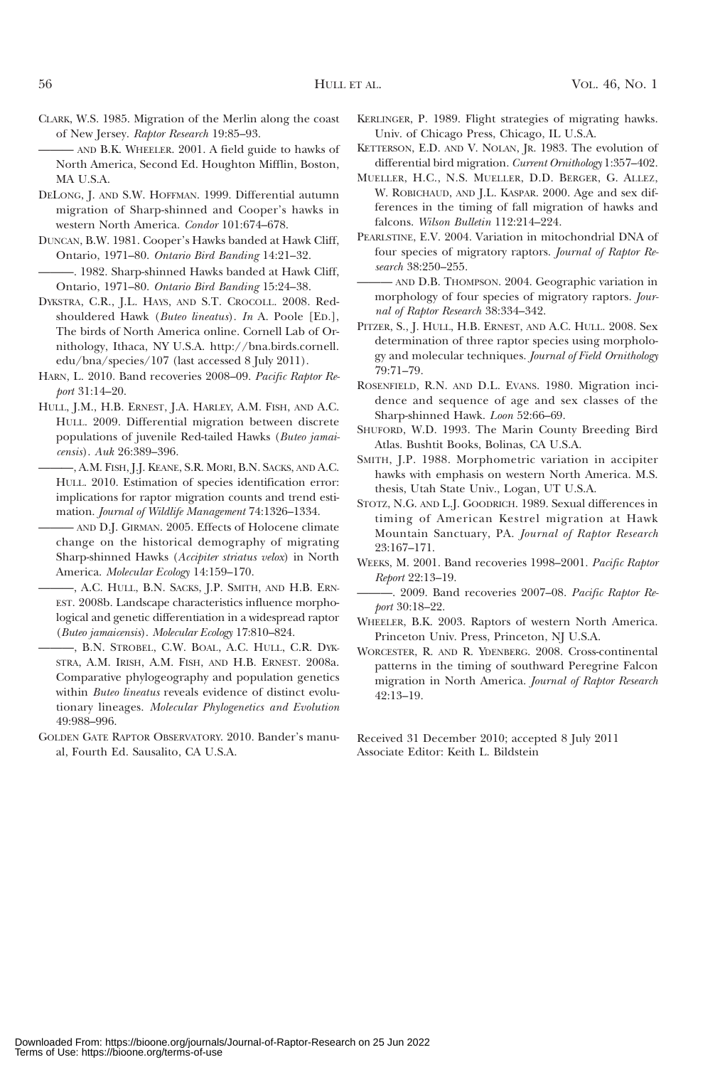Clark, W.S. 1985. Migration of the Merlin along the coast of New Jersey. *Raptor Research* 19:85–93.

——— and B.K. Wheeler. 2001. A field guide to hawks of North America, Second Ed. Houghton Mifflin, Boston, MA U.S.A.

DeLong, J. and S.W. Hoffman. 1999. Differential autumn migration of Sharp-shinned and Cooper's hawks in western North America. *Condor* 101:674–678.

Duncan, B.W. 1981. Cooper's Hawks banded at Hawk Cliff, Ontario, 1971–80. *Ontario Bird Banding* 14:21–32.

———. 1982. Sharp-shinned Hawks banded at Hawk Cliff, Ontario, 1971–80. *Ontario Bird Banding* 15:24–38.

Dykstra, C.R., J.L. Hays, and S.T. Crocoll. 2008. Red-shouldered Hawk (*Buteo lineatus*). *In* A. Poole [Ed.], The birds of North America online. Cornell Lab of Ornithology, Ithaca, NY U.S.A. http://bna.birds.cornell.edu/bna/species/107 (last accessed 8 July 2011).

Harn, L. 2010. Band recoveries 2008–09. *Pacific Raptor Report* 31:14–20.

Hull, J.M., H.B. Ernest, J.A. Harley, A.M. Fish, and A.C. Hull. 2009. Differential migration between discrete populations of juvenile Red-tailed Hawks (*Buteo jamaicensis*). *Auk* 26:389–396.

———, A.M. Fish, J.J. Keane, S.R. Mori, B.N. Sacks, and A.C. Hull. 2010. Estimation of species identification error: implications for raptor migration counts and trend estimation. *Journal of Wildlife Management* 74:1326–1334.

——— and D.J. Girman. 2005. Effects of Holocene climate change on the historical demography of migrating Sharp-shinned Hawks (*Accipiter striatus velox*) in North America. *Molecular Ecology* 14:159–170.

———, A.C. Hull, B.N. Sacks, J.P. Smith, and H.B. Ernest. 2008b. Landscape characteristics influence morphological and genetic differentiation in a widespread raptor (*Buteo jamaicensis*). *Molecular Ecology* 17:810–824.

———, B.N. Strobel, C.W. Boal, A.C. Hull, C.R. Dykstra, A.M. Irish, A.M. Fish, and H.B. Ernest. 2008a. Comparative phylogeography and population genetics within *Buteo lineatus* reveals evidence of distinct evolutionary lineages. *Molecular Phylogenetics and Evolution* 49:988–996.

Golden Gate Raptor Observatory. 2010. Bander's manual, Fourth Ed. Sausalito, CA U.S.A.

Kerlinger, P. 1989. Flight strategies of migrating hawks. Univ. of Chicago Press, Chicago, IL U.S.A.

Ketterson, E.D. and V. Nolan, Jr. 1983. The evolution of differential bird migration. *Current Ornithology* 1:357–402.

Mueller, H.C., N.S. Mueller, D.D. Berger, G. Allez, W. Robichaud, and J.L. Kaspar. 2000. Age and sex differences in the timing of fall migration of hawks and falcons. *Wilson Bulletin* 112:214–224.

Pearlstine, E.V. 2004. Variation in mitochondrial DNA of four species of migratory raptors. *Journal of Raptor Research* 38:250–255.

——— and D.B. Thompson. 2004. Geographic variation in morphology of four species of migratory raptors. *Journal of Raptor Research* 38:334–342.

Pitzer, S., J. Hull, H.B. Ernest, and A.C. Hull. 2008. Sex determination of three raptor species using morphology and molecular techniques. *Journal of Field Ornithology* 79:71–79.

Rosenfield, R.N. and D.L. Evans. 1980. Migration incidence and sequence of age and sex classes of the Sharp-shinned Hawk. *Loon* 52:66–69.

Shuford, W.D. 1993. The Marin County Breeding Bird Atlas. Bushtit Books, Bolinas, CA U.S.A.

Smith, J.P. 1988. Morphometric variation in accipiter hawks with emphasis on western North America. M.S. thesis, Utah State Univ., Logan, UT U.S.A.

Stotz, N.G. and L.J. Goodrich. 1989. Sexual differences in timing of American Kestrel migration at Hawk Mountain Sanctuary, PA. *Journal of Raptor Research* 23:167–171.

Weeks, M. 2001. Band recoveries 1998–2001. *Pacific Raptor Report* 22:13–19.

———. 2009. Band recoveries 2007–08. *Pacific Raptor Report* 30:18–22.

Wheeler, B.K. 2003. Raptors of western North America. Princeton Univ. Press, Princeton, NJ U.S.A.

Worcester, R. and R. Ydenberg. 2008. Cross-continental patterns in the timing of southward Peregrine Falcon migration in North America. *Journal of Raptor Research* 42:13–19.

Received 31 December 2010; accepted 8 July 2011
Associate Editor: Keith L. Bildstein